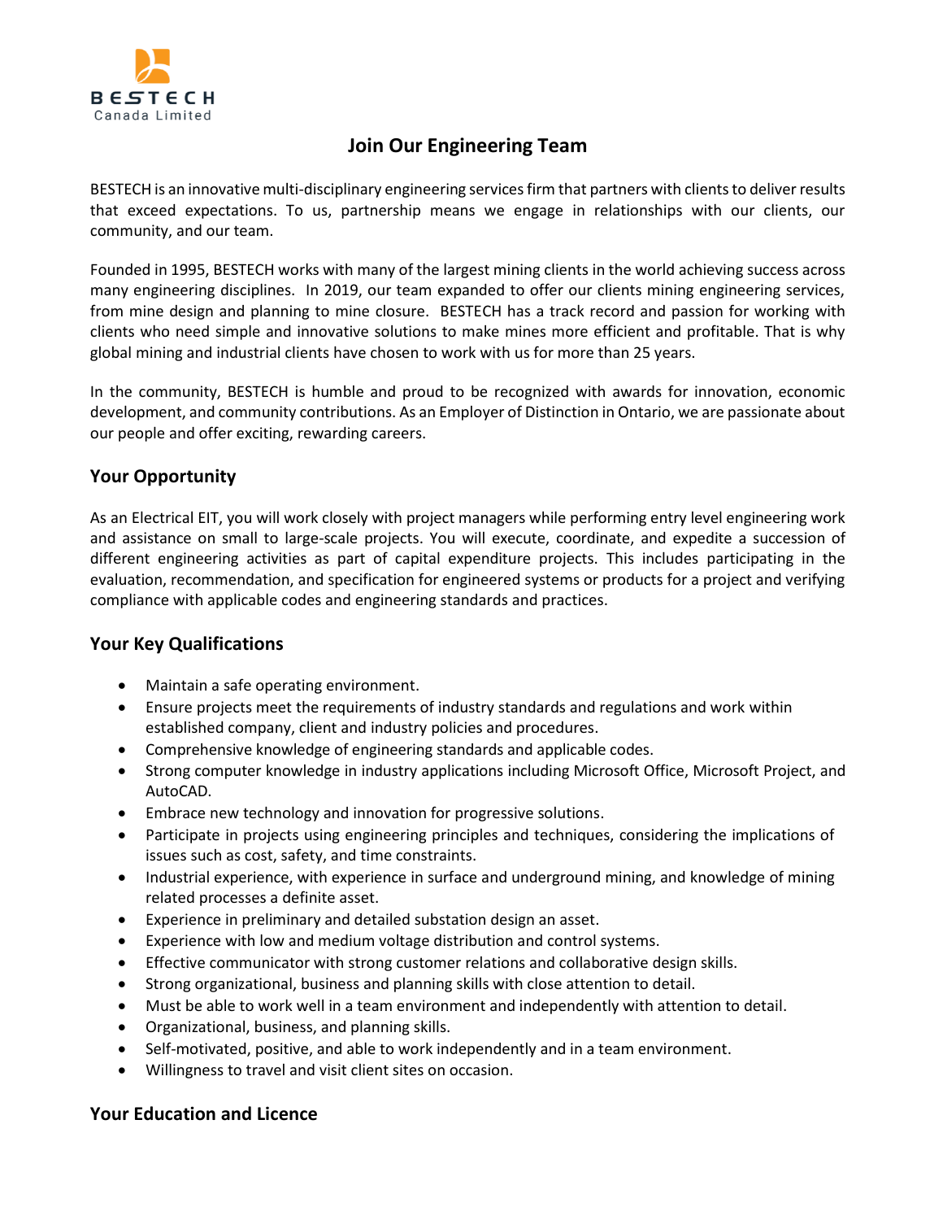BESTECH
Canada Limited

# Join Our Engineering Team

BESTECH is an innovative multi-disciplinary engineering services firm that partners with clients to deliver results that exceed expectations. To us, partnership means we engage in relationships with our clients, our community, and our team.

Founded in 1995, BESTECH works with many of the largest mining clients in the world achieving success across many engineering disciplines. In 2019, our team expanded to offer our clients mining engineering services, from mine design and planning to mine closure. BESTECH has a track record and passion for working with clients who need simple and innovative solutions to make mines more efficient and profitable. That is why global mining and industrial clients have chosen to work with us for more than 25 years.

In the community, BESTECH is humble and proud to be recognized with awards for innovation, economic development, and community contributions. As an Employer of Distinction in Ontario, we are passionate about our people and offer exciting, rewarding careers.

## Your Opportunity

As an Electrical EIT, you will work closely with project managers while performing entry level engineering work and assistance on small to large-scale projects. You will execute, coordinate, and expedite a succession of different engineering activities as part of capital expenditure projects. This includes participating in the evaluation, recommendation, and specification for engineered systems or products for a project and verifying compliance with applicable codes and engineering standards and practices.

## Your Key Qualifications

- Maintain a safe operating environment.
- Ensure projects meet the requirements of industry standards and regulations and work within established company, client and industry policies and procedures.
- Comprehensive knowledge of engineering standards and applicable codes.
- Strong computer knowledge in industry applications including Microsoft Office, Microsoft Project, and AutoCAD.
- Embrace new technology and innovation for progressive solutions.
- Participate in projects using engineering principles and techniques, considering the implications of issues such as cost, safety, and time constraints.
- Industrial experience, with experience in surface and underground mining, and knowledge of mining related processes a definite asset.
- Experience in preliminary and detailed substation design an asset.
- Experience with low and medium voltage distribution and control systems.
- Effective communicator with strong customer relations and collaborative design skills.
- Strong organizational, business and planning skills with close attention to detail.
- Must be able to work well in a team environment and independently with attention to detail.
- Organizational, business, and planning skills.
- Self-motivated, positive, and able to work independently and in a team environment.
- Willingness to travel and visit client sites on occasion.

## Your Education and Licence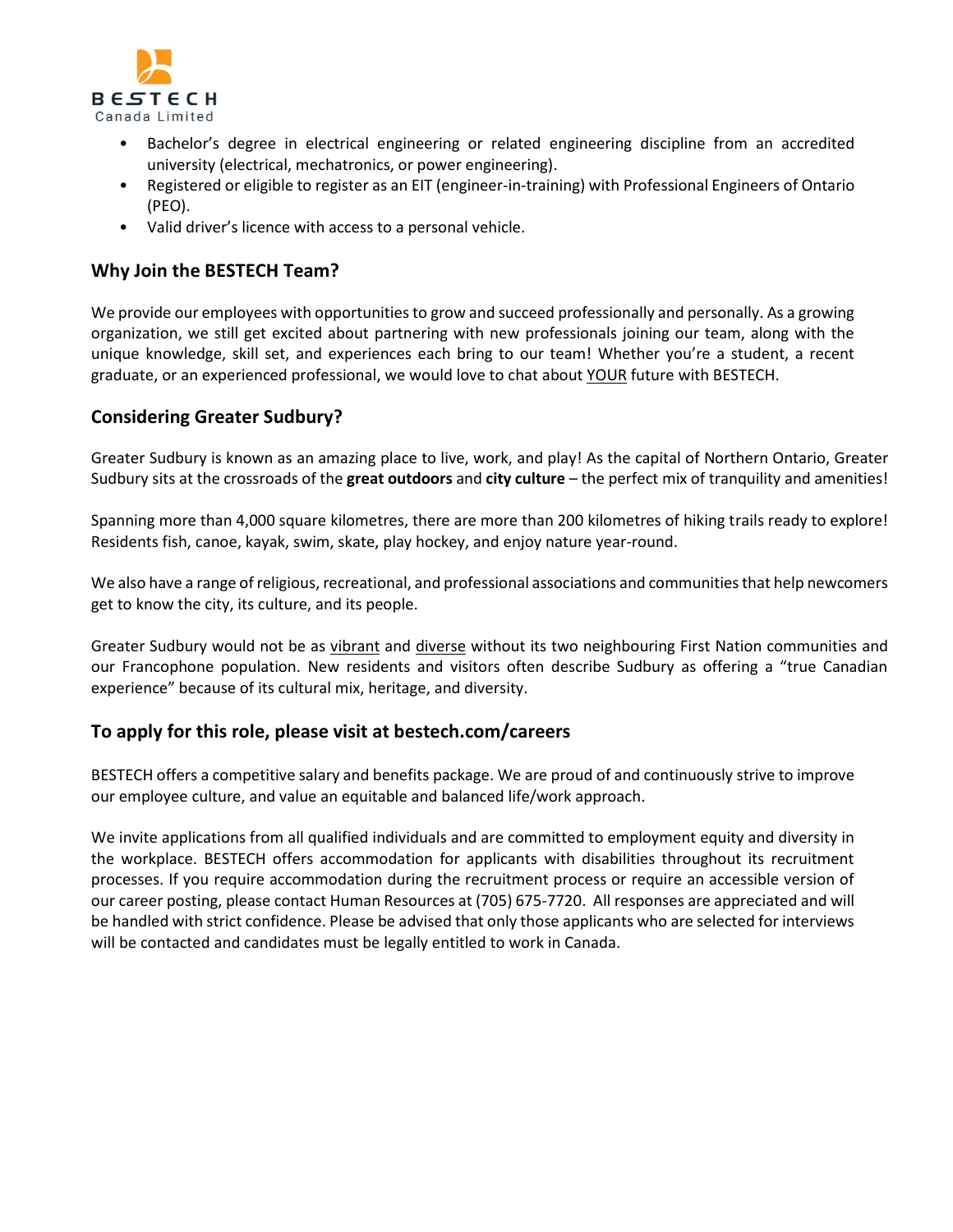- Bachelor's degree in electrical engineering or related engineering discipline from an accredited university (electrical, mechatronics, or power engineering).
- Registered or eligible to register as an EIT (engineer-in-training) with Professional Engineers of Ontario (PEO).
- Valid driver's licence with access to a personal vehicle.

## Why Join the BESTECH Team?

We provide our employees with opportunities to grow and succeed professionally and personally. As a growing organization, we still get excited about partnering with new professionals joining our team, along with the unique knowledge, skill set, and experiences each bring to our team! Whether you're a student, a recent graduate, or an experienced professional, we would love to chat about YOUR future with BESTECH.

## Considering Greater Sudbury?

Greater Sudbury is known as an amazing place to live, work, and play! As the capital of Northern Ontario, Greater Sudbury sits at the crossroads of the **great outdoors** and **city culture** – the perfect mix of tranquility and amenities!

Spanning more than 4,000 square kilometres, there are more than 200 kilometres of hiking trails ready to explore! Residents fish, canoe, kayak, swim, skate, play hockey, and enjoy nature year-round.

We also have a range of religious, recreational, and professional associations and communities that help newcomers get to know the city, its culture, and its people.

Greater Sudbury would not be as vibrant and diverse without its two neighbouring First Nation communities and our Francophone population. New residents and visitors often describe Sudbury as offering a "true Canadian experience" because of its cultural mix, heritage, and diversity.

## To apply for this role, please visit at bestech.com/careers

BESTECH offers a competitive salary and benefits package. We are proud of and continuously strive to improve our employee culture, and value an equitable and balanced life/work approach.

We invite applications from all qualified individuals and are committed to employment equity and diversity in the workplace. BESTECH offers accommodation for applicants with disabilities throughout its recruitment processes. If you require accommodation during the recruitment process or require an accessible version of our career posting, please contact Human Resources at (705) 675-7720. All responses are appreciated and will be handled with strict confidence. Please be advised that only those applicants who are selected for interviews will be contacted and candidates must be legally entitled to work in Canada.